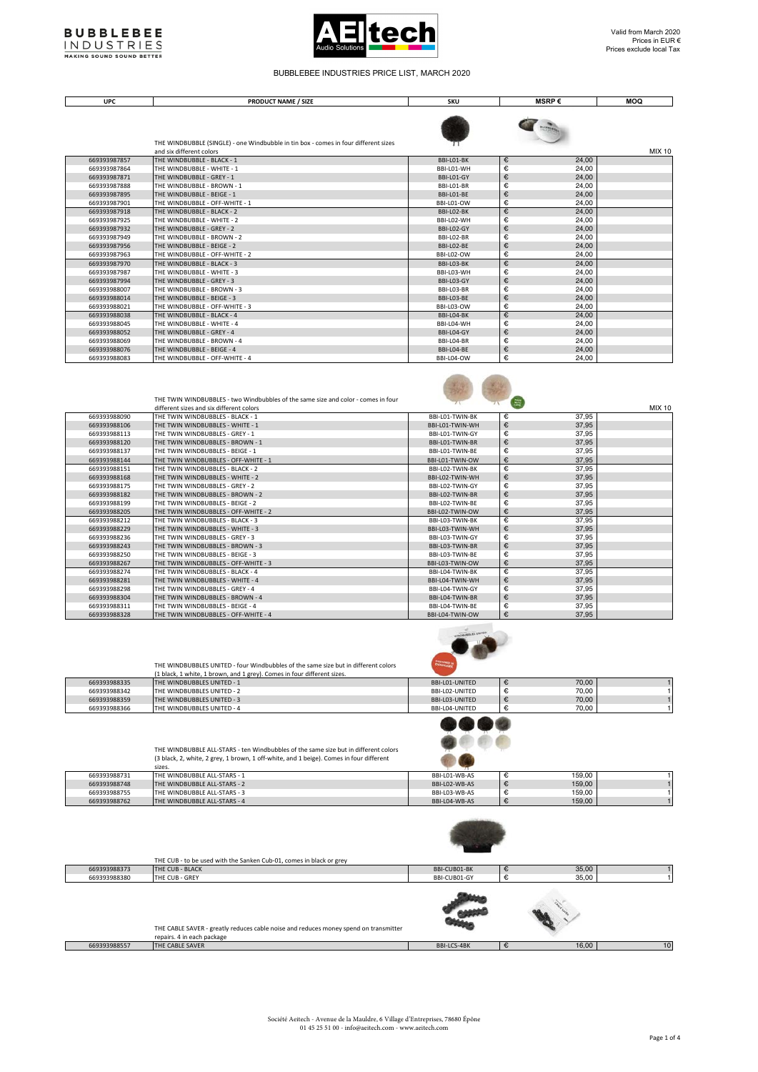BUBBLEBEE INDUSTRIES
MAKING SOUND SOUND BETTER

AEtech Audio Solutions

Valid from March 2020
Prices in EUR €
Prices exclude local Tax

# BUBBLEBEE INDUSTRIES PRICE LIST, MARCH 2020

| UPC | PRODUCT NAME / SIZE | SKU | MSRP € | MOQ |
|---|---|---|---|---|
| | THE WINDBUBBLE (SINGLE) - one Windbubble in tin box - comes in four different sizes and six different colors | | | MIX 10 |
| 669393987857 | THE WINDBUBBLE - BLACK - 1 | BBI-L01-BK | € 24,00 | |
| 669393987864 | THE WINDBUBBLE - WHITE - 1 | BBI-L01-WH | € 24,00 | |
| 669393987871 | THE WINDBUBBLE - GREY - 1 | BBI-L01-GY | € 24,00 | |
| 669393987888 | THE WINDBUBBLE - BROWN - 1 | BBI-L01-BR | € 24,00 | |
| 669393987895 | THE WINDBUBBLE - BEIGE - 1 | BBI-L01-BE | € 24,00 | |
| 669393987901 | THE WINDBUBBLE - OFF-WHITE - 1 | BBI-L01-OW | € 24,00 | |
| 669393987918 | THE WINDBUBBLE - BLACK - 2 | BBI-L02-BK | € 24,00 | |
| 669393987925 | THE WINDBUBBLE - WHITE - 2 | BBI-L02-WH | € 24,00 | |
| 669393987932 | THE WINDBUBBLE - GREY - 2 | BBI-L02-GY | € 24,00 | |
| 669393987949 | THE WINDBUBBLE - BROWN - 2 | BBI-L02-BR | € 24,00 | |
| 669393987956 | THE WINDBUBBLE - BEIGE - 2 | BBI-L02-BE | € 24,00 | |
| 669393987963 | THE WINDBUBBLE - OFF-WHITE - 2 | BBI-L02-OW | € 24,00 | |
| 669393987970 | THE WINDBUBBLE - BLACK - 3 | BBI-L03-BK | € 24,00 | |
| 669393987987 | THE WINDBUBBLE - WHITE - 3 | BBI-L03-WH | € 24,00 | |
| 669393987994 | THE WINDBUBBLE - GREY - 3 | BBI-L03-GY | € 24,00 | |
| 669393988007 | THE WINDBUBBLE - BROWN - 3 | BBI-L03-BR | € 24,00 | |
| 669393988014 | THE WINDBUBBLE - BEIGE - 3 | BBI-L03-BE | € 24,00 | |
| 669393988021 | THE WINDBUBBLE - OFF-WHITE - 3 | BBI-L03-OW | € 24,00 | |
| 669393988038 | THE WINDBUBBLE - BLACK - 4 | BBI-L04-BK | € 24,00 | |
| 669393988045 | THE WINDBUBBLE - WHITE - 4 | BBI-L04-WH | € 24,00 | |
| 669393988052 | THE WINDBUBBLE - GREY - 4 | BBI-L04-GY | € 24,00 | |
| 669393988069 | THE WINDBUBBLE - BROWN - 4 | BBI-L04-BR | € 24,00 | |
| 669393988076 | THE WINDBUBBLE - BEIGE - 4 | BBI-L04-BE | € 24,00 | |
| 669393988083 | THE WINDBUBBLE - OFF-WHITE - 4 | BBI-L04-OW | € 24,00 | |
| | THE TWIN WINDBUBBLES - two Windbubbles of the same size and color - comes in four different sizes and six different colors | | | MIX 10 |
| 669393988090 | THE TWIN WINDBUBBLES - BLACK - 1 | BBI-L01-TWIN-BK | € 37,95 | |
| 669393988106 | THE TWIN WINDBUBBLES - WHITE - 1 | BBI-L01-TWIN-WH | € 37,95 | |
| 669393988113 | THE TWIN WINDBUBBLES - GREY - 1 | BBI-L01-TWIN-GY | € 37,95 | |
| 669393988120 | THE TWIN WINDBUBBLES - BROWN - 1 | BBI-L01-TWIN-BR | € 37,95 | |
| 669393988137 | THE TWIN WINDBUBBLES - BEIGE - 1 | BBI-L01-TWIN-BE | € 37,95 | |
| 669393988144 | THE TWIN WINDBUBBLES - OFF-WHITE - 1 | BBI-L01-TWIN-OW | € 37,95 | |
| 669393988151 | THE TWIN WINDBUBBLES - BLACK - 2 | BBI-L02-TWIN-BK | € 37,95 | |
| 669393988168 | THE TWIN WINDBUBBLES - WHITE - 2 | BBI-L02-TWIN-WH | € 37,95 | |
| 669393988175 | THE TWIN WINDBUBBLES - GREY - 2 | BBI-L02-TWIN-GY | € 37,95 | |
| 669393988182 | THE TWIN WINDBUBBLES - BROWN - 2 | BBI-L02-TWIN-BR | € 37,95 | |
| 669393988199 | THE TWIN WINDBUBBLES - BEIGE - 2 | BBI-L02-TWIN-BE | € 37,95 | |
| 669393988205 | THE TWIN WINDBUBBLES - OFF-WHITE - 2 | BBI-L02-TWIN-OW | € 37,95 | |
| 669393988212 | THE TWIN WINDBUBBLES - BLACK - 3 | BBI-L03-TWIN-BK | € 37,95 | |
| 669393988229 | THE TWIN WINDBUBBLES - WHITE - 3 | BBI-L03-TWIN-WH | € 37,95 | |
| 669393988236 | THE TWIN WINDBUBBLES - GREY - 3 | BBI-L03-TWIN-GY | € 37,95 | |
| 669393988243 | THE TWIN WINDBUBBLES - BROWN - 3 | BBI-L03-TWIN-BR | € 37,95 | |
| 669393988250 | THE TWIN WINDBUBBLES - BEIGE - 3 | BBI-L03-TWIN-BE | € 37,95 | |
| 669393988267 | THE TWIN WINDBUBBLES - OFF-WHITE - 3 | BBI-L03-TWIN-OW | € 37,95 | |
| 669393988274 | THE TWIN WINDBUBBLES - BLACK - 4 | BBI-L04-TWIN-BK | € 37,95 | |
| 669393988281 | THE TWIN WINDBUBBLES - WHITE - 4 | BBI-L04-TWIN-WH | € 37,95 | |
| 669393988298 | THE TWIN WINDBUBBLES - GREY - 4 | BBI-L04-TWIN-GY | € 37,95 | |
| 669393988304 | THE TWIN WINDBUBBLES - BROWN - 4 | BBI-L04-TWIN-BR | € 37,95 | |
| 669393988311 | THE TWIN WINDBUBBLES - BEIGE - 4 | BBI-L04-TWIN-BE | € 37,95 | |
| 669393988328 | THE TWIN WINDBUBBLES - OFF-WHITE - 4 | BBI-L04-TWIN-OW | € 37,95 | |
| | THE WINDBUBBLES UNITED - four Windbubbles of the same size but in different colors (1 black, 1 white, 1 brown, and 1 grey). Comes in four different sizes. | | | |
| 669393988335 | THE WINDBUBBLES UNITED - 1 | BBI-L01-UNITED | € 70,00 | 1 |
| 669393988342 | THE WINDBUBBLES UNITED - 2 | BBI-L02-UNITED | € 70,00 | 1 |
| 669393988359 | THE WINDBUBBLES UNITED - 3 | BBI-L03-UNITED | € 70,00 | 1 |
| 669393988366 | THE WINDBUBBLES UNITED - 4 | BBI-L04-UNITED | € 70,00 | 1 |
| | THE WINDBUBBLE ALL-STARS - ten Windbubbles of the same size but in different colors (3 black, 2, white, 2 grey, 1 brown, 1 off-white, and 1 beige). Comes in four different sizes. | | | |
| 669393988731 | THE WINDBUBBLE ALL-STARS - 1 | BBI-L01-WB-AS | € 159,00 | 1 |
| 669393988748 | THE WINDBUBBLE ALL-STARS - 2 | BBI-L02-WB-AS | € 159,00 | 1 |
| 669393988755 | THE WINDBUBBLE ALL-STARS - 3 | BBI-L03-WB-AS | € 159,00 | 1 |
| 669393988762 | THE WINDBUBBLE ALL-STARS - 4 | BBI-L04-WB-AS | € 159,00 | 1 |
| | THE CUB - to be used with the Sanken Cub-01, comes in black or grey | | | |
| 669393988373 | THE CUB - BLACK | BBI-CUB01-BK | € 35,00 | 1 |
| 669393988380 | THE CUB - GREY | BBI-CUB01-GY | € 35,00 | 1 |
| | THE CABLE SAVER - greatly reduces cable noise and reduces money spend on transmitter repairs. 4 in each package | | | |
| 669393988557 | THE CABLE SAVER | BBI-LCS-4BK | € 16,00 | 10 |

Société Aeitech - Avenue de la Mauldre, 6 Village d'Entreprises, 78680 Épône
01 45 25 51 00 - info@aeitech.com - www.aeitech.com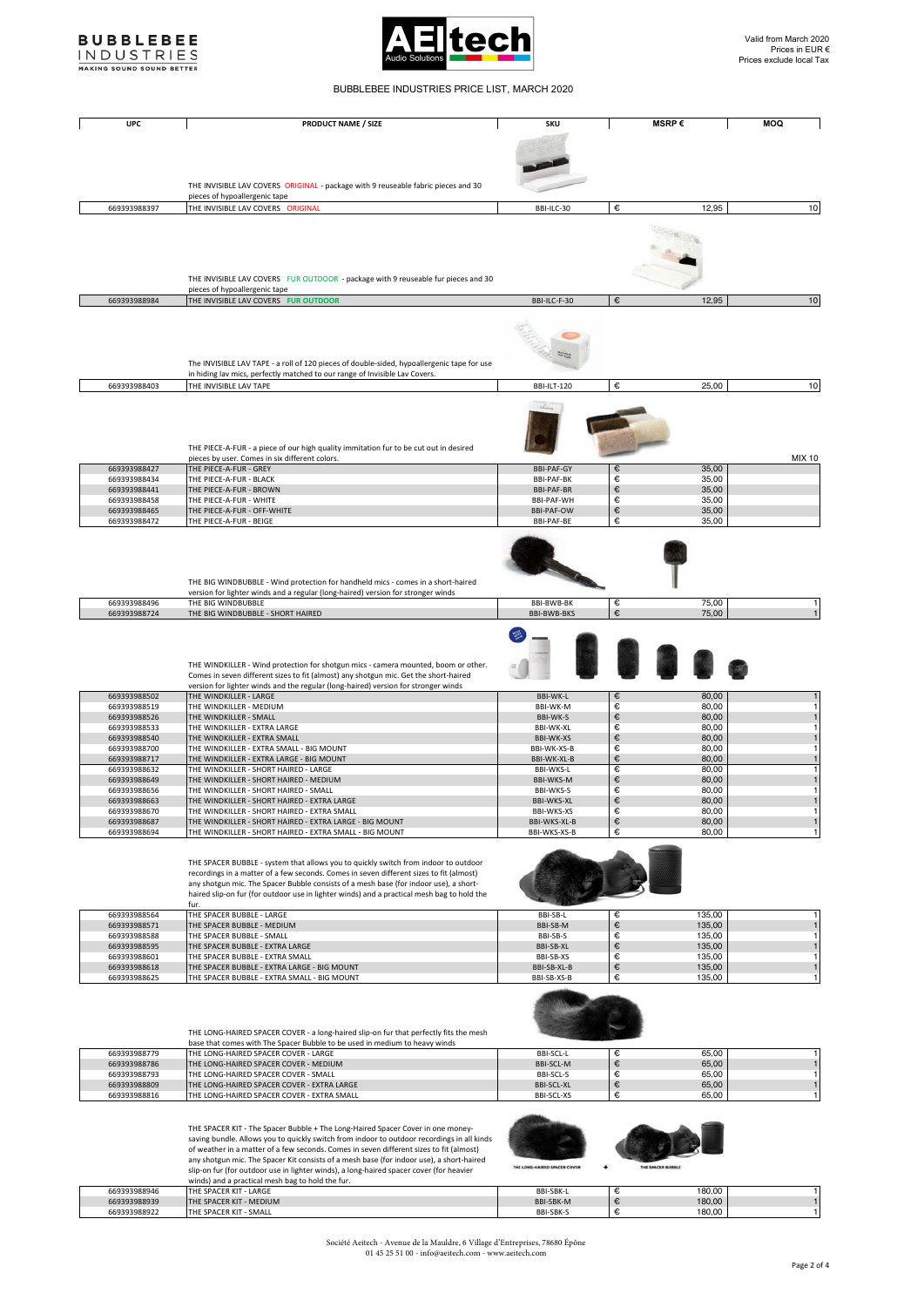Valid from March 2020
Prices in EUR €
Prices exclude local Tax

# BUBBLEBEE INDUSTRIES PRICE LIST, MARCH 2020

| UPC | PRODUCT NAME / SIZE | SKU | MSRP € | MOQ |
|---|---|---|---|---|
| | THE INVISIBLE LAV COVERS ORIGINAL - package with 9 reuseable fabric pieces and 30 pieces of hypoallergenic tape | | | |
| 669393988397 | THE INVISIBLE LAV COVERS ORIGINAL | BBI-ILC-30 | € 12,95 | 10 |
| | THE INVISIBLE LAV COVERS FUR OUTDOOR - package with 9 reuseable fur pieces and 30 pieces of hypoallergenic tape | | | |
| 669393988984 | THE INVISIBLE LAV COVERS FUR OUTDOOR | BBI-ILC-F-30 | € 12,95 | 10 |
| | The INVISIBLE LAV TAPE - a roll of 120 pieces of double-sided, hypoallergenic tape for use in hiding lav mics, perfectly matched to our range of Invisible Lav Covers. | | | |
| 669393988403 | THE INVISIBLE LAV TAPE | BBI-ILT-120 | € 25,00 | 10 |
| | THE PIECE-A-FUR - a piece of our high quality immitation fur to be cut out in desired pieces by user. Comes in six different colors. | | | MIX 10 |
| 669393988427 | THE PIECE-A-FUR - GREY | BBI-PAF-GY | € 35,00 | |
| 669393988434 | THE PIECE-A-FUR - BLACK | BBI-PAF-BK | € 35,00 | |
| 669393988441 | THE PIECE-A-FUR - BROWN | BBI-PAF-BR | € 35,00 | |
| 669393988458 | THE PIECE-A-FUR - WHITE | BBI-PAF-WH | € 35,00 | |
| 669393988465 | THE PIECE-A-FUR - OFF-WHITE | BBI-PAF-OW | € 35,00 | |
| 669393988472 | THE PIECE-A-FUR - BEIGE | BBI-PAF-BE | € 35,00 | |
| | THE BIG WINDBUBBLE - Wind protection for handheld mics - comes in a short-haired version for lighter winds and a regular (long-haired) version for stronger winds | | | |
| 669393988496 | THE BIG WINDBUBBLE | BBI-BWB-BK | € 75,00 | 1 |
| 669393988724 | THE BIG WINDBUBBLE - SHORT HAIRED | BBI-BWB-BKS | € 75,00 | 1 |
| | THE WINDKILLER - Wind protection for shotgun mics - camera mounted, boom or other. Comes in seven different sizes to fit (almost) any shotgun mic. Get the short-haired version for lighter winds and the regular (long-haired) version for stronger winds | | | |
| 669393988502 | THE WINDKILLER - LARGE | BBI-WK-L | € 80,00 | 1 |
| 669393988519 | THE WINDKILLER - MEDIUM | BBI-WK-M | € 80,00 | 1 |
| 669393988526 | THE WINDKILLER - SMALL | BBI-WK-S | € 80,00 | 1 |
| 669393988533 | THE WINDKILLER - EXTRA LARGE | BBI-WK-XL | € 80,00 | 1 |
| 669393988540 | THE WINDKILLER - EXTRA SMALL | BBI-WK-XS | € 80,00 | 1 |
| 669393988700 | THE WINDKILLER - EXTRA SMALL - BIG MOUNT | BBI-WK-XS-B | € 80,00 | 1 |
| 669393988717 | THE WINDKILLER - EXTRA LARGE - BIG MOUNT | BBI-WK-XL-B | € 80,00 | 1 |
| 669393988632 | THE WINDKILLER - SHORT HAIRED - LARGE | BBI-WKS-L | € 80,00 | 1 |
| 669393988649 | THE WINDKILLER - SHORT HAIRED - MEDIUM | BBI-WKS-M | € 80,00 | 1 |
| 669393988656 | THE WINDKILLER - SHORT HAIRED - SMALL | BBI-WKS-S | € 80,00 | 1 |
| 669393988663 | THE WINDKILLER - SHORT HAIRED - EXTRA LARGE | BBI-WKS-XL | € 80,00 | 1 |
| 669393988670 | THE WINDKILLER - SHORT HAIRED - EXTRA SMALL | BBI-WKS-XS | € 80,00 | 1 |
| 669393988687 | THE WINDKILLER - SHORT HAIRED - EXTRA LARGE - BIG MOUNT | BBI-WKS-XL-B | € 80,00 | 1 |
| 669393988694 | THE WINDKILLER - SHORT HAIRED - EXTRA SMALL - BIG MOUNT | BBI-WKS-XS-B | € 80,00 | 1 |
| | THE SPACER BUBBLE - system that allows you to quickly switch from indoor to outdoor recordings in a matter of a few seconds. Comes in seven different sizes to fit (almost) any shotgun mic. The Spacer Bubble consists of a mesh base (for indoor use), a short-haired slip-on fur (for outdoor use in lighter winds) and a practical mesh bag to hold the fur. | | | |
| 669393988564 | THE SPACER BUBBLE - LARGE | BBI-SB-L | € 135,00 | 1 |
| 669393988571 | THE SPACER BUBBLE - MEDIUM | BBI-SB-M | € 135,00 | 1 |
| 669393988588 | THE SPACER BUBBLE - SMALL | BBI-SB-S | € 135,00 | 1 |
| 669393988595 | THE SPACER BUBBLE - EXTRA LARGE | BBI-SB-XL | € 135,00 | 1 |
| 669393988601 | THE SPACER BUBBLE - EXTRA SMALL | BBI-SB-XS | € 135,00 | 1 |
| 669393988618 | THE SPACER BUBBLE - EXTRA LARGE - BIG MOUNT | BBI-SB-XL-B | € 135,00 | 1 |
| 669393988625 | THE SPACER BUBBLE - EXTRA SMALL - BIG MOUNT | BBI-SB-XS-B | € 135,00 | 1 |
| | THE LONG-HAIRED SPACER COVER - a long-haired slip-on fur that perfectly fits the mesh base that comes with The Spacer Bubble to be used in medium to heavy winds | | | |
| 669393988779 | THE LONG-HAIRED SPACER COVER - LARGE | BBI-SCL-L | € 65,00 | 1 |
| 669393988786 | THE LONG-HAIRED SPACER COVER - MEDIUM | BBI-SCL-M | € 65,00 | 1 |
| 669393988793 | THE LONG-HAIRED SPACER COVER - SMALL | BBI-SCL-S | € 65,00 | 1 |
| 669393988809 | THE LONG-HAIRED SPACER COVER - EXTRA LARGE | BBI-SCL-XL | € 65,00 | 1 |
| 669393988816 | THE LONG-HAIRED SPACER COVER - EXTRA SMALL | BBI-SCL-XS | € 65,00 | 1 |
| | THE SPACER KIT - The Spacer Bubble + The Long-Haired Spacer Cover in one money-saving bundle. Allows you to quickly switch from indoor to outdoor recordings in all kinds of weather in a matter of a few seconds. Comes in seven different sizes to fit (almost) any shotgun mic. The Spacer Kit consists of a mesh base (for indoor use), a short-haired slip-on fur (for outdoor use in lighter winds), a long-haired spacer cover (for heavier winds) and a practical mesh bag to hold the fur. | | | |
| 669393988946 | THE SPACER KIT - LARGE | BBI-SBK-L | € 180,00 | 1 |
| 669393988939 | THE SPACER KIT - MEDIUM | BBI-SBK-M | € 180,00 | 1 |
| 669393988922 | THE SPACER KIT - SMALL | BBI-SBK-S | € 180,00 | 1 |

Société Aeitech - Avenue de la Mauldre, 6 Village d'Entreprises, 78680 Épône
01 45 25 51 00 - info@aeitech.com - www.aeitech.com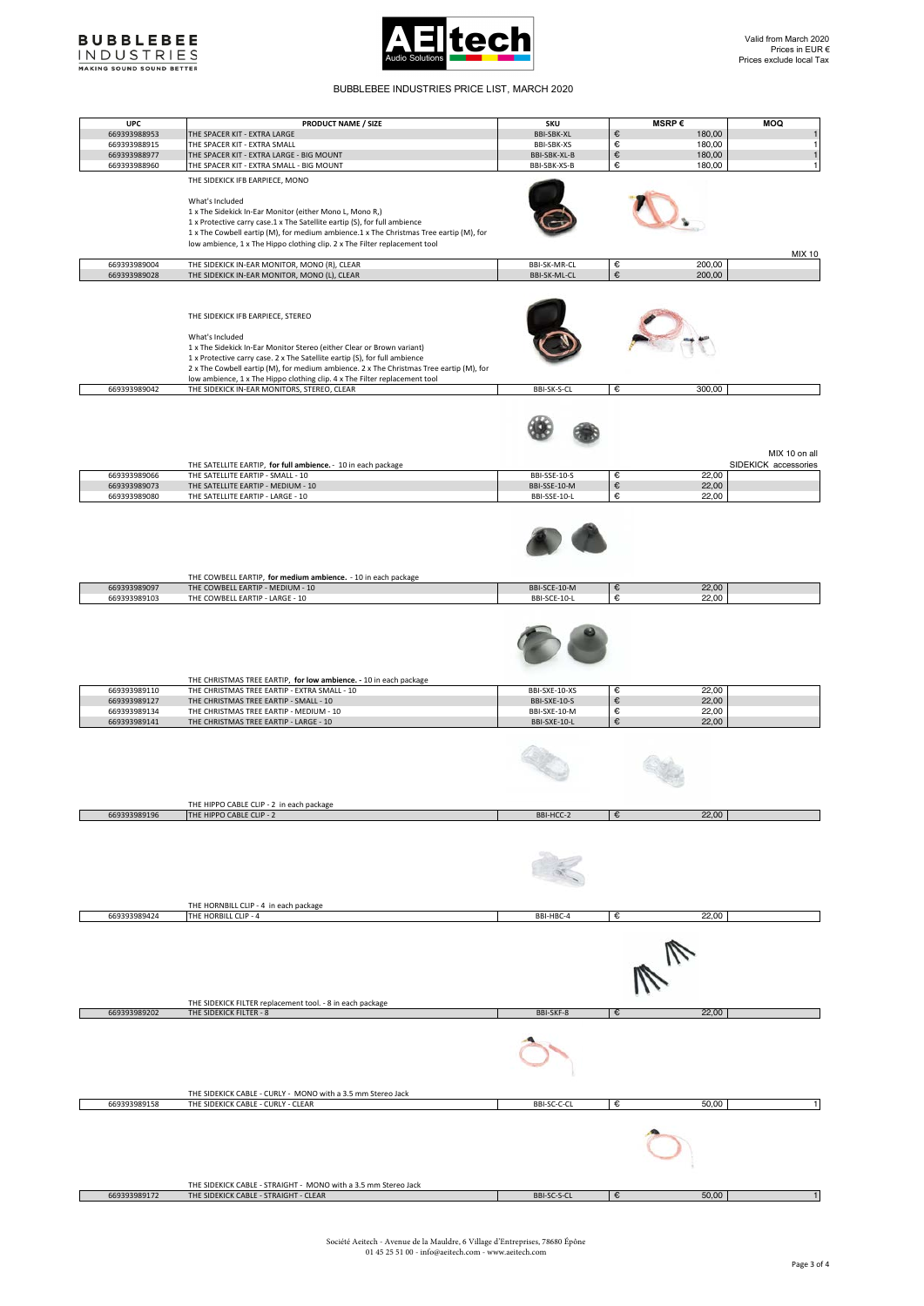BUBBLEBEE INDUSTRIES
MAKING SOUND SOUND BETTER

AEItech Audio Solutions

Valid from March 2020
Prices in EUR €
Prices exclude local Tax

# BUBBLEBEE INDUSTRIES PRICE LIST, MARCH 2020

| UPC | PRODUCT NAME / SIZE | SKU | MSRP € | MOQ |
|---|---|---|---|---|
| 669393988953 | THE SPACER KIT - EXTRA LARGE | BBI-SBK-XL | € 180,00 | 1 |
| 669393988915 | THE SPACER KIT - EXTRA SMALL | BBI-SBK-XS | € 180,00 | 1 |
| 669393988977 | THE SPACER KIT - EXTRA LARGE - BIG MOUNT | BBI-SBK-XL-B | € 180,00 | 1 |
| 669393988960 | THE SPACER KIT - EXTRA SMALL - BIG MOUNT | BBI-SBK-XS-B | € 180,00 | 1 |
| | THE SIDEKICK IFB EARPIECE, MONO<br><br>What's Included<br>1 x The Sidekick In-Ear Monitor (either Mono L, Mono R,)<br>1 x Protective carry case.1 x The Satellite eartip (S), for full ambience<br>1 x The Cowbell eartip (M), for medium ambience.1 x The Christmas Tree eartip (M), for low ambience, 1 x The Hippo clothing clip. 2 x The Filter replacement tool | | | MIX 10 |
| 669393989004 | THE SIDEKICK IN-EAR MONITOR, MONO (R), CLEAR | BBI-SK-MR-CL | € 200,00 | |
| 669393989028 | THE SIDEKICK IN-EAR MONITOR, MONO (L), CLEAR | BBI-SK-ML-CL | € 200,00 | |
| | THE SIDEKICK IFB EARPIECE, STEREO<br><br>What's Included<br>1 x The Sidekick In-Ear Monitor Stereo (either Clear or Brown variant)<br>1 x Protective carry case. 2 x The Satellite eartip (S), for full ambience<br>2 x The Cowbell eartip (M), for medium ambience. 2 x The Christmas Tree eartip (M), for low ambience, 1 x The Hippo clothing clip. 4 x The Filter replacement tool | | | |
| 669393989042 | THE SIDEKICK IN-EAR MONITORS, STEREO, CLEAR | BBI-SK-S-CL | € 300,00 | |
| | THE SATELLITE EARTIP, **for full ambience.** - 10 in each package | | | MIX 10 on all SIDEKICK accessories |
| 669393989066 | THE SATELLITE EARTIP - SMALL - 10 | BBI-SSE-10-S | € 22,00 | |
| 669393989073 | THE SATELLITE EARTIP - MEDIUM - 10 | BBI-SSE-10-M | € 22,00 | |
| 669393989080 | THE SATELLITE EARTIP - LARGE - 10 | BBI-SSE-10-L | € 22,00 | |
| | THE COWBELL EARTIP, **for medium ambience.** - 10 in each package | | | |
| 669393989097 | THE COWBELL EARTIP - MEDIUM - 10 | BBI-SCE-10-M | € 22,00 | |
| 669393989103 | THE COWBELL EARTIP - LARGE - 10 | BBI-SCE-10-L | € 22,00 | |
| | THE CHRISTMAS TREE EARTIP, **for low ambience.** - 10 in each package | | | |
| 669393989110 | THE CHRISTMAS TREE EARTIP - EXTRA SMALL - 10 | BBI-SXE-10-XS | € 22,00 | |
| 669393989127 | THE CHRISTMAS TREE EARTIP - SMALL - 10 | BBI-SXE-10-S | € 22,00 | |
| 669393989134 | THE CHRISTMAS TREE EARTIP - MEDIUM - 10 | BBI-SXE-10-M | € 22,00 | |
| 669393989141 | THE CHRISTMAS TREE EARTIP - LARGE - 10 | BBI-SXE-10-L | € 22,00 | |
| | THE HIPPO CABLE CLIP - 2 in each package | | | |
| 669393989196 | THE HIPPO CABLE CLIP - 2 | BBI-HCC-2 | € 22,00 | |
| | THE HORNBILL CLIP - 4 in each package | | | |
| 669393989424 | THE HORBILL CLIP - 4 | BBI-HBC-4 | € 22,00 | |
| | THE SIDEKICK FILTER replacement tool. - 8 in each package | | | |
| 669393989202 | THE SIDEKICK FILTER - 8 | BBI-SKF-8 | € 22,00 | |
| | THE SIDEKICK CABLE - CURLY - MONO with a 3.5 mm Stereo Jack | | | |
| 669393989158 | THE SIDEKICK CABLE - CURLY - CLEAR | BBI-SC-C-CL | € 50,00 | 1 |
| | THE SIDEKICK CABLE - STRAIGHT - MONO with a 3.5 mm Stereo Jack | | | |
| 669393989172 | THE SIDEKICK CABLE - STRAIGHT - CLEAR | BBI-SC-S-CL | € 50,00 | 1 |

Société Aeitech - Avenue de la Mauldre, 6 Village d'Entreprises, 78680 Épône
01 45 25 51 00 - info@aeitech.com - www.aeitech.com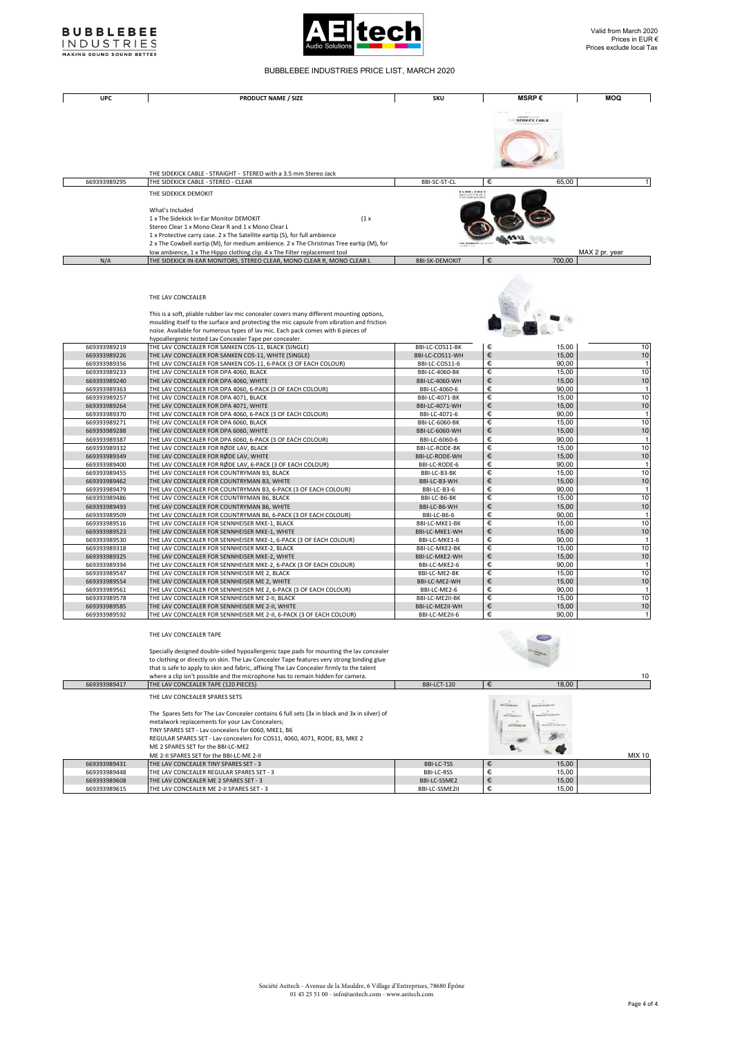Valid from March 2020
Prices in EUR €
Prices exclude local Tax

# BUBBLEBEE INDUSTRIES PRICE LIST, MARCH 2020

| UPC | PRODUCT NAME / SIZE | SKU | MSRP € | MOQ |
|---|---|---|---|---|
| | THE SIDEKICK CABLE - STRAIGHT - STEREO with a 3.5 mm Stereo Jack | | | |
| 669393989295 | THE SIDEKICK CABLE - STEREO - CLEAR | BBI-SC-ST-CL | € 65,00 | 1 |
| | THE SIDEKICK DEMOKIT<br><br>What's Included<br>1 x The Sidekick In-Ear Monitor DEMOKIT (1 x Stereo Clear 1 x Mono Clear R and 1 x Mono Clear L<br>1 x Protective carry case. 2 x The Satellite eartip (S), for full ambience<br>2 x The Cowbell eartip (M), for medium ambience. 2 x The Christmas Tree eartip (M), for low ambience, 1 x The Hippo clothing clip. 4 x The Filter replacement tool | | | MAX 2 pr. year |
| N/A | THE SIDEKICK IN-EAR MONITORS, STEREO CLEAR, MONO CLEAR R, MONO CLEAR L | BBI-SK-DEMOKIT | € 700,00 | |
| | THE LAV CONCEALER<br><br>This is a soft, pliable rubber lav mic concealer covers many different mounting options, moulding itself to the surface and protecting the mic capsule from vibration and friction noise. Available for numerous types of lav mic. Each pack comes with 6 pieces of hypoallergenic tested Lav Concealer Tape per concealer. | | | |
| 669393989219 | THE LAV CONCEALER FOR SANKEN COS-11, BLACK (SINGLE) | BBI-LC-COS11-BK | € 15,00 | 10 |
| 669393989226 | THE LAV CONCEALER FOR SANKEN COS-11, WHITE (SINGLE) | BBI-LC-COS11-WH | € 15,00 | 10 |
| 669393989356 | THE LAV CONCEALER FOR SANKEN COS-11, 6-PACK (3 OF EACH COLOUR) | BBI-LC-COS11-6 | € 90,00 | 1 |
| 669393989233 | THE LAV CONCEALER FOR DPA 4060, BLACK | BBI-LC-4060-BK | € 15,00 | 10 |
| 669393989240 | THE LAV CONCEALER FOR DPA 4060, WHITE | BBI-LC-4060-WH | € 15,00 | 10 |
| 669393989363 | THE LAV CONCEALER FOR DPA 4060, 6-PACK (3 OF EACH COLOUR) | BBI-LC-4060-6 | € 90,00 | 1 |
| 669393989257 | THE LAV CONCEALER FOR DPA 4071, BLACK | BBI-LC-4071-BK | € 15,00 | 10 |
| 669393989264 | THE LAV CONCEALER FOR DPA 4071, WHITE | BBI-LC-4071-WH | € 15,00 | 10 |
| 669393989370 | THE LAV CONCEALER FOR DPA 4060, 6-PACK (3 OF EACH COLOUR) | BBI-LC-4071-6 | € 90,00 | 1 |
| 669393989271 | THE LAV CONCEALER FOR DPA 6060, BLACK | BBI-LC-6060-BK | € 15,00 | 10 |
| 669393989288 | THE LAV CONCEALER FOR DPA 6060, WHITE | BBI-LC-6060-WH | € 15,00 | 10 |
| 669393989387 | THE LAV CONCEALER FOR DPA 6060, 6-PACK (3 OF EACH COLOUR) | BBI-LC-6060-6 | € 90,00 | 1 |
| 669393989332 | THE LAV CONCEALER FOR RØDE LAV, BLACK | BBI-LC-RODE-BK | € 15,00 | 10 |
| 669393989349 | THE LAV CONCEALER FOR RØDE LAV, WHITE | BBI-LC-RODE-WH | € 15,00 | 10 |
| 669393989400 | THE LAV CONCEALER FOR RØDE LAV, 6-PACK (3 OF EACH COLOUR) | BBI-LC-RODE-6 | € 90,00 | 1 |
| 669393989455 | THE LAV CONCEALER FOR COUNTRYMAN B3, BLACK | BBI-LC-B3-BK | € 15,00 | 10 |
| 669393989462 | THE LAV CONCEALER FOR COUNTRYMAN B3, WHITE | BBI-LC-B3-WH | € 15,00 | 10 |
| 669393989479 | THE LAV CONCEALER FOR COUNTRYMAN B3, 6-PACK (3 OF EACH COLOUR) | BBI-LC-B3-6 | € 90,00 | 1 |
| 669393989486 | THE LAV CONCEALER FOR COUNTRYMAN B6, BLACK | BBI-LC-B6-BK | € 15,00 | 10 |
| 669393989493 | THE LAV CONCEALER FOR COUNTRYMAN B6, WHITE | BBI-LC-B6-WH | € 15,00 | 10 |
| 669393989509 | THE LAV CONCEALER FOR COUNTRYMAN B6, 6-PACK (3 OF EACH COLOUR) | BBI-LC-B6-6 | € 90,00 | 1 |
| 669393989516 | THE LAV CONCEALER FOR SENNHEISER MKE-1, BLACK | BBI-LC-MKE1-BK | € 15,00 | 10 |
| 669393989523 | THE LAV CONCEALER FOR SENNHEISER MKE-1, WHITE | BBI-LC-MKE1-WH | € 15,00 | 10 |
| 669393989530 | THE LAV CONCEALER FOR SENNHEISER MKE-1, 6-PACK (3 OF EACH COLOUR) | BBI-LC-MKE1-6 | € 90,00 | 1 |
| 669393989318 | THE LAV CONCEALER FOR SENNHEISER MKE-2, BLACK | BBI-LC-MKE2-BK | € 15,00 | 10 |
| 669393989325 | THE LAV CONCEALER FOR SENNHEISER MKE-2, WHITE | BBI-LC-MKE2-WH | € 15,00 | 10 |
| 669393989394 | THE LAV CONCEALER FOR SENNHEISER MKE-2, 6-PACK (3 OF EACH COLOUR) | BBI-LC-MKE2-6 | € 90,00 | 1 |
| 669393989547 | THE LAV CONCEALER FOR SENNHEISER ME 2, BLACK | BBI-LC-ME2-BK | € 15,00 | 10 |
| 669393989554 | THE LAV CONCEALER FOR SENNHEISER ME 2, WHITE | BBI-LC-ME2-WH | € 15,00 | 10 |
| 669393989561 | THE LAV CONCEALER FOR SENNHEISER ME 2, 6-PACK (3 OF EACH COLOUR) | BBI-LC-ME2-6 | € 90,00 | 1 |
| 669393989578 | THE LAV CONCEALER FOR SENNHEISER ME 2-II, BLACK | BBI-LC-ME2II-BK | € 15,00 | 10 |
| 669393989585 | THE LAV CONCEALER FOR SENNHEISER ME 2-II, WHITE | BBI-LC-ME2II-WH | € 15,00 | 10 |
| 669393989592 | THE LAV CONCEALER FOR SENNHEISER ME 2-II, 6-PACK (3 OF EACH COLOUR) | BBI-LC-ME2II-6 | € 90,00 | 1 |
| | THE LAV CONCEALER TAPE<br><br>Specially designed double-sided hypoallergenic tape pads for mounting the lav concealer to clothing or directly on skin. The Lav Concealer Tape features very strong binding glue that is safe to apply to skin and fabric, affixing The Lav Concealer firmly to the talent where a clip isn't possible and the microphone has to remain hidden for camera. | | | 10 |
| 669393989417 | THE LAV CONCEALER TAPE (120 PIECES) | BBI-LCT-120 | € 18,00 | |
| | THE LAV CONCEALER SPARES SETS<br><br>The Spares Sets for The Lav Concealer contains 6 full sets (3x in black and 3x in silver) of metalwork replacements for your Lav Concealers;<br>TINY SPARES SET - Lav concealers for 6060, MKE1, B6<br>REGULAR SPARES SET - Lav concealers for COS11, 4060, 4071, RODE, B3, MKE 2<br>ME 2 SPARES SET for the BBI-LC-ME2<br>ME 2-II SPARES SET for the BBI-LC-ME2-II | | | MIX 10 |
| 669393989431 | THE LAV CONCEALER TINY SPARES SET - 3 | BBI-LC-TSS | € 15,00 | |
| 669393989448 | THE LAV CONCEALER REGULAR SPARES SET - 3 | BBI-LC-RSS | € 15,00 | |
| 669393989608 | THE LAV CONCEALER ME 2 SPARES SET - 3 | BBI-LC-SSME2 | € 15,00 | |
| 669393989615 | THE LAV CONCEALER ME 2-II SPARES SET - 3 | BBI-LC-SSME2II | € 15,00 | |

Société Aeitech - Avenue de la Mauldre, 6 Village d'Entreprises, 78680 Épône
01 45 25 51 00 - info@aeitech.com - www.aeitech.com